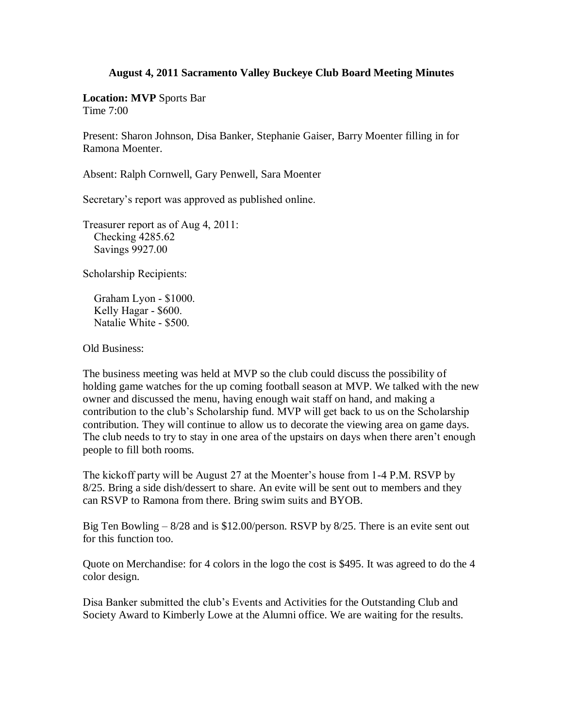# August 4, 2011 Sacramento Valley Buckeye Club Board Meeting Minutes

**Location: MVP** Sports Bar
Time 7:00

Present: Sharon Johnson, Disa Banker, Stephanie Gaiser, Barry Moenter filling in for Ramona Moenter.

Absent: Ralph Cornwell, Gary Penwell, Sara Moenter

Secretary's report was approved as published online.

Treasurer report as of Aug 4, 2011:
Checking 4285.62
Savings 9927.00

Scholarship Recipients:

Graham Lyon - $1000.
Kelly Hagar - $600.
Natalie White - $500.

Old Business:

The business meeting was held at MVP so the club could discuss the possibility of holding game watches for the up coming football season at MVP. We talked with the new owner and discussed the menu, having enough wait staff on hand, and making a contribution to the club's Scholarship fund. MVP will get back to us on the Scholarship contribution. They will continue to allow us to decorate the viewing area on game days. The club needs to try to stay in one area of the upstairs on days when there aren't enough people to fill both rooms.

The kickoff party will be August 27 at the Moenter's house from 1-4 P.M. RSVP by 8/25. Bring a side dish/dessert to share. An evite will be sent out to members and they can RSVP to Ramona from there. Bring swim suits and BYOB.

Big Ten Bowling – 8/28 and is $12.00/person. RSVP by 8/25. There is an evite sent out for this function too.

Quote on Merchandise: for 4 colors in the logo the cost is $495. It was agreed to do the 4 color design.

Disa Banker submitted the club's Events and Activities for the Outstanding Club and Society Award to Kimberly Lowe at the Alumni office. We are waiting for the results.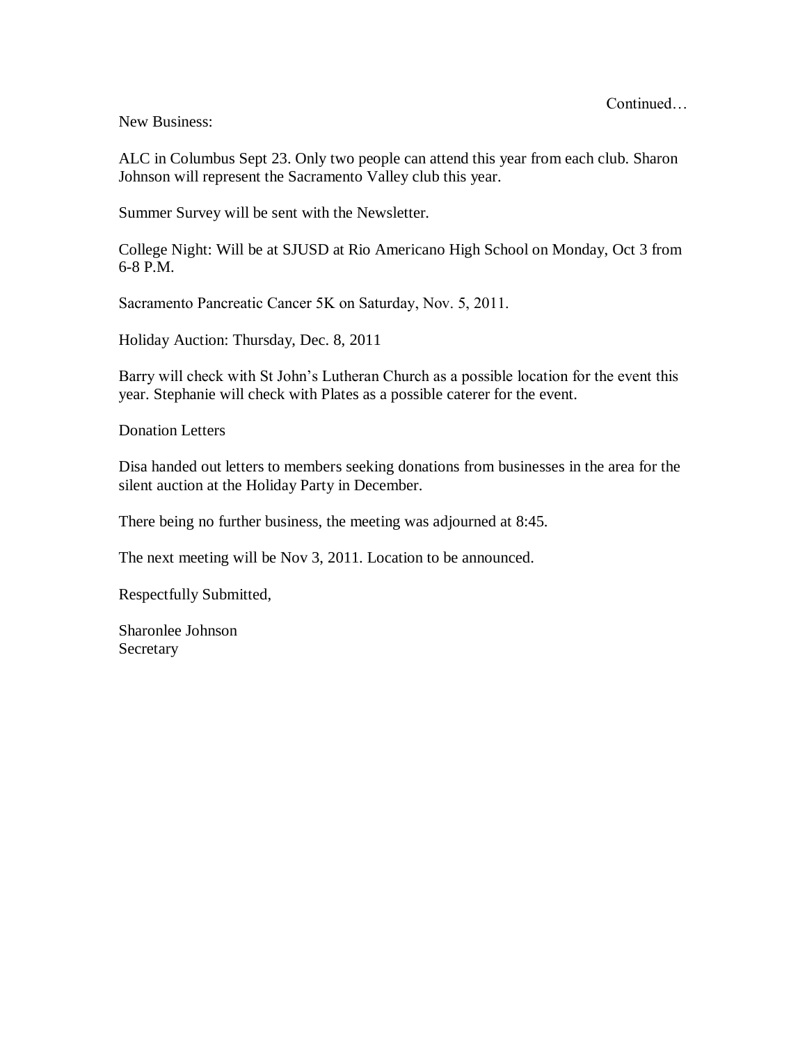Continued…

New Business:

ALC in Columbus Sept 23. Only two people can attend this year from each club. Sharon Johnson will represent the Sacramento Valley club this year.

Summer Survey will be sent with the Newsletter.

College Night: Will be at SJUSD at Rio Americano High School on Monday, Oct 3 from 6-8 P.M.

Sacramento Pancreatic Cancer 5K on Saturday, Nov. 5, 2011.

Holiday Auction: Thursday, Dec. 8, 2011

Barry will check with St John's Lutheran Church as a possible location for the event this year. Stephanie will check with Plates as a possible caterer for the event.

Donation Letters

Disa handed out letters to members seeking donations from businesses in the area for the silent auction at the Holiday Party in December.

There being no further business, the meeting was adjourned at 8:45.

The next meeting will be Nov 3, 2011. Location to be announced.

Respectfully Submitted,

Sharonlee Johnson
Secretary